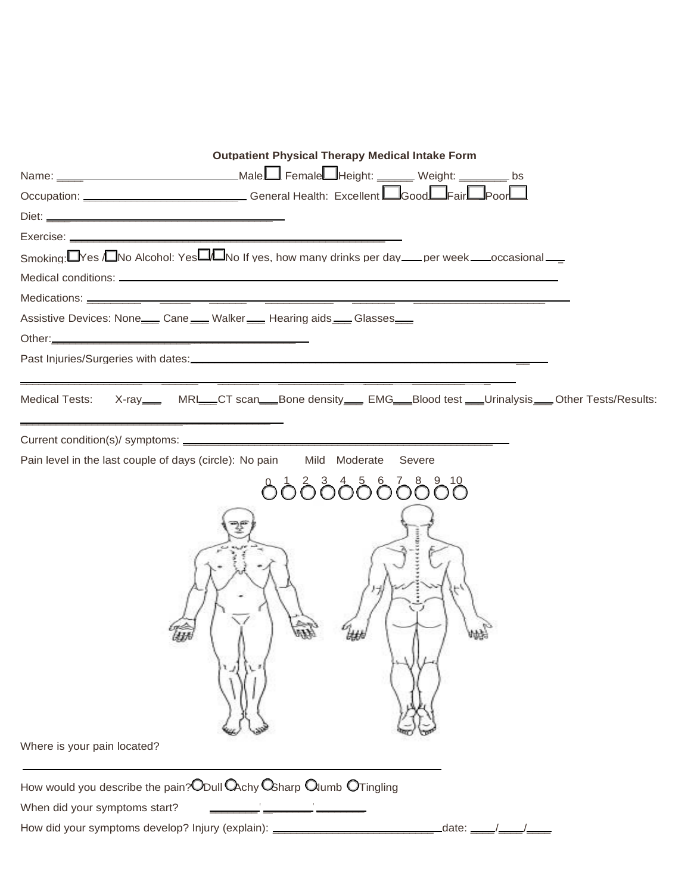## Outpatient Physical Therapy Medical Intake Form

Name: ________________________________ Male ☐ Female ☐ Height: ______ Weight: ________ bs

Occupation: ___________________________ General Health: Excellent ☐ Good ☐ Fair ☐ Poor ☐

Diet: ________________________________________

Exercise: _____________________________________________________________

Smoking: ☐ Yes / ☐ No Alcohol: Yes ☐ / ☐ No If yes, how many drinks per day ____ per week ____ occasional ___

Medical conditions: _________________________________________________________________________________

Medications: _________________________________________________________________________________________

Assistive Devices: None___ Cane___ Walker___ Hearing aids___ Glasses___

Other: ______________________________________________

Past Injuries/Surgeries with dates: ____________________________________________________________

_____________________________________________________________________________________________

Medical Tests: X-ray___ MRI___ CT scan___ Bone density___ EMG___ Blood test ___ Urinalysis___ Other Tests/Results:

_____________________________________________

Current condition(s)/ symptoms: _______________________________________________________

Pain level in the last couple of days (circle): No pain Mild Moderate Severe

0 1 2 3 4 5 6 7 8 9 10

○ ○ ○ ○ ○ ○ ○ ○ ○ ○ ○

Where is your pain located?

_________________________________________________________________________

How would you describe the pain? ○ Dull ○ Achy ○ Sharp ○ Numb ○ Tingling

When did your symptoms start? ________ ________ ________

How did your symptoms develop? Injury (explain): _____________________________ date: ____/____/____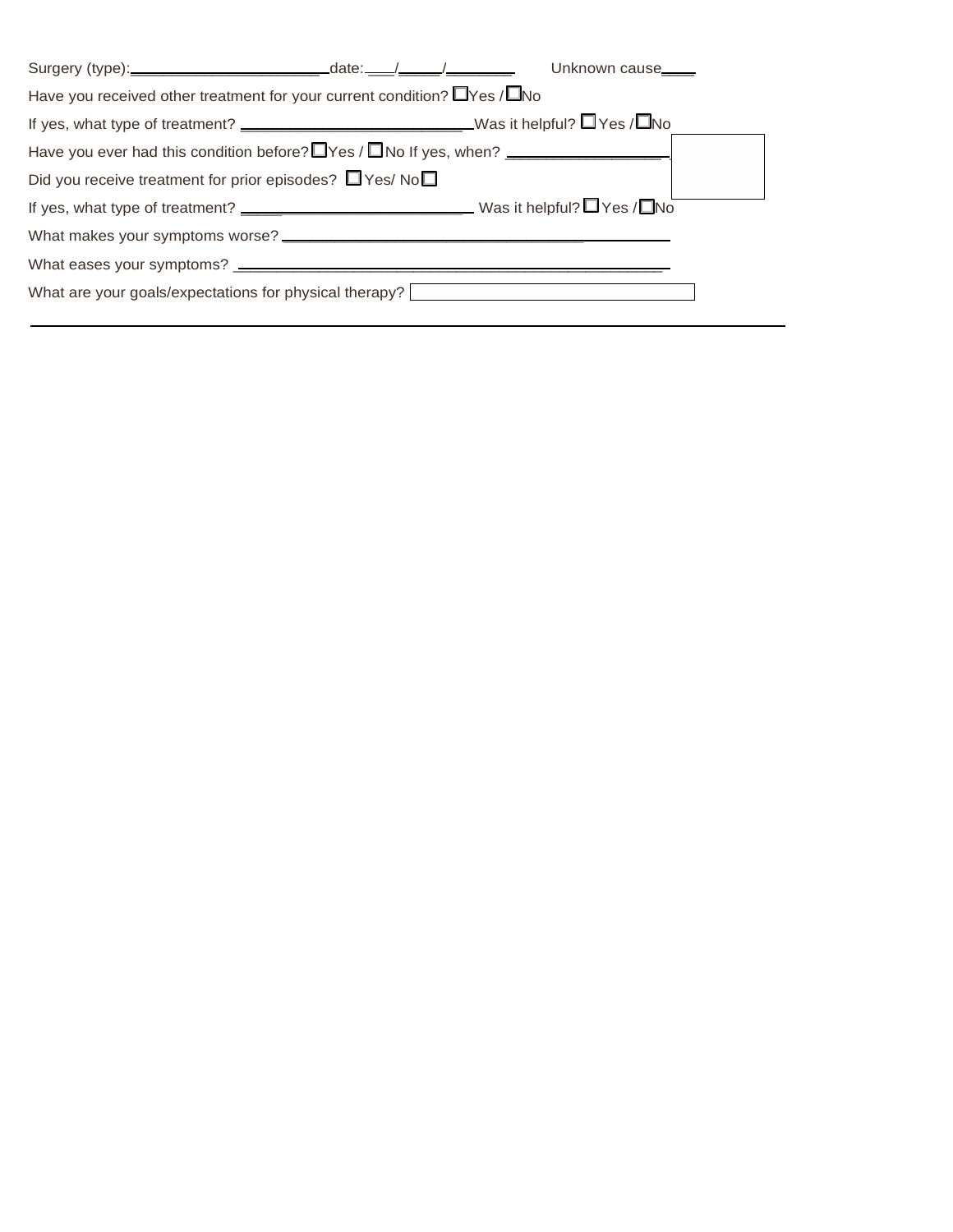Surgery (type):______________________date:___/_____/________ Unknown cause____

Have you received other treatment for your current condition? ☐Yes / ☐No

If yes, what type of treatment? ___________________________Was it helpful? ☐ Yes / ☐No

Have you ever had this condition before? ☐Yes / ☐ No If yes, when? ___________________

Did you receive treatment for prior episodes? ☐ Yes/ No ☐

If yes, what type of treatment? ___________________________ Was it helpful? ☐ Yes / ☐No

What makes your symptoms worse? ____________________________________________

What eases your symptoms? ________________________________________________

What are your goals/expectations for physical therapy? ____________________________

_______________________________________________________________________________